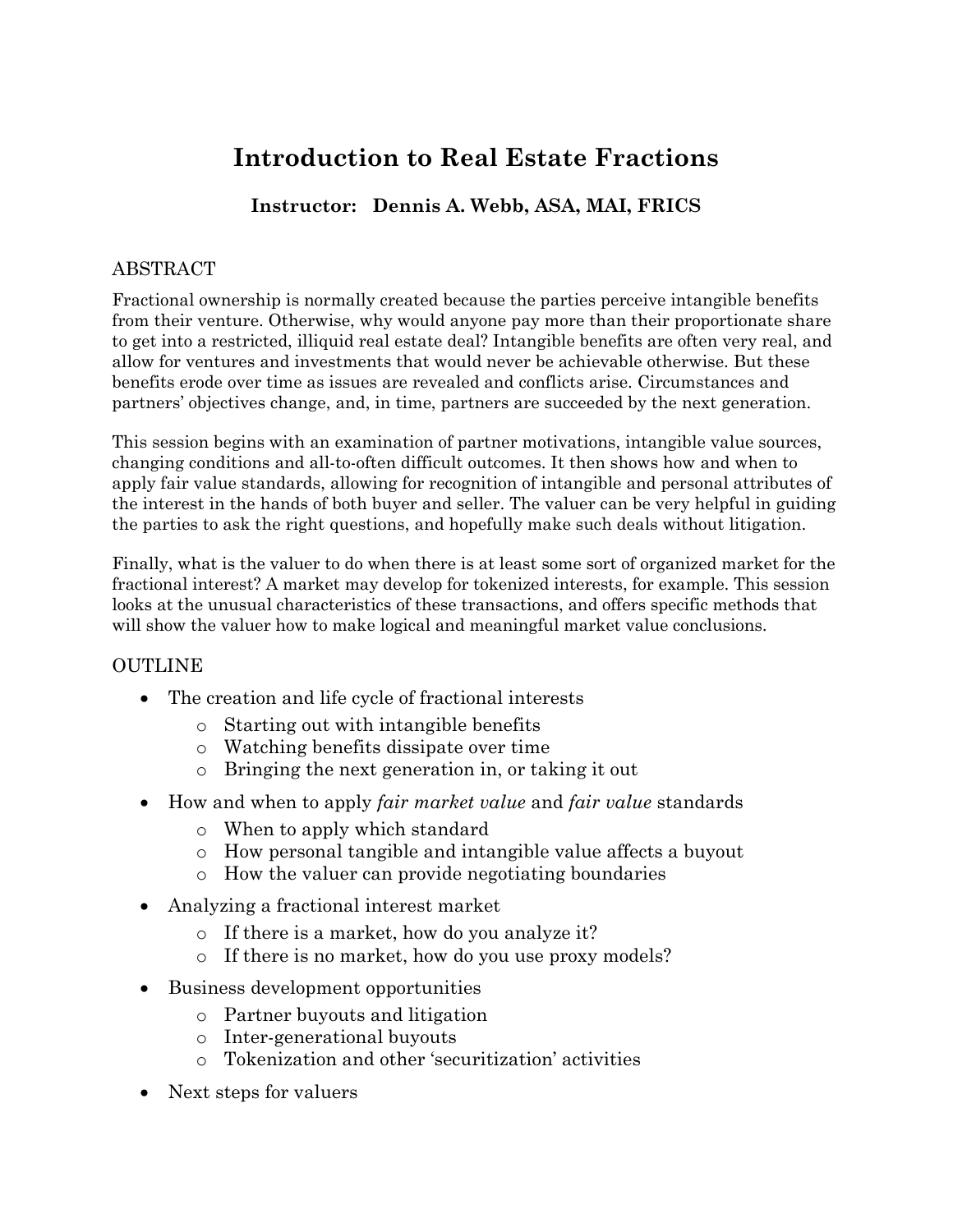# Introduction to Real Estate Fractions

**Instructor: Dennis A. Webb, ASA, MAI, FRICS**

## ABSTRACT

Fractional ownership is normally created because the parties perceive intangible benefits from their venture. Otherwise, why would anyone pay more than their proportionate share to get into a restricted, illiquid real estate deal? Intangible benefits are often very real, and allow for ventures and investments that would never be achievable otherwise. But these benefits erode over time as issues are revealed and conflicts arise. Circumstances and partners' objectives change, and, in time, partners are succeeded by the next generation.

This session begins with an examination of partner motivations, intangible value sources, changing conditions and all-to-often difficult outcomes. It then shows how and when to apply fair value standards, allowing for recognition of intangible and personal attributes of the interest in the hands of both buyer and seller. The valuer can be very helpful in guiding the parties to ask the right questions, and hopefully make such deals without litigation.

Finally, what is the valuer to do when there is at least some sort of organized market for the fractional interest? A market may develop for tokenized interests, for example. This session looks at the unusual characteristics of these transactions, and offers specific methods that will show the valuer how to make logical and meaningful market value conclusions.

## OUTLINE

- The creation and life cycle of fractional interests
  - Starting out with intangible benefits
  - Watching benefits dissipate over time
  - Bringing the next generation in, or taking it out
- How and when to apply *fair market value* and *fair value* standards
  - When to apply which standard
  - How personal tangible and intangible value affects a buyout
  - How the valuer can provide negotiating boundaries
- Analyzing a fractional interest market
  - If there is a market, how do you analyze it?
  - If there is no market, how do you use proxy models?
- Business development opportunities
  - Partner buyouts and litigation
  - Inter-generational buyouts
  - Tokenization and other 'securitization' activities
- Next steps for valuers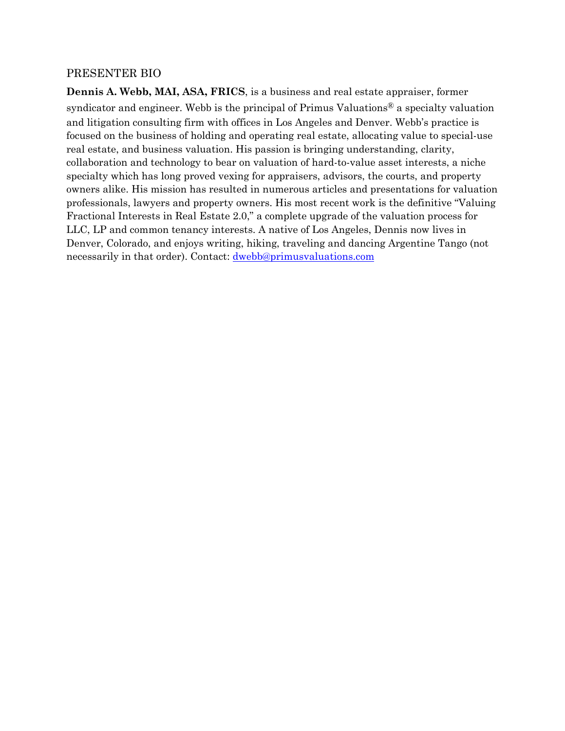## PRESENTER BIO

**Dennis A. Webb, MAI, ASA, FRICS**, is a business and real estate appraiser, former syndicator and engineer. Webb is the principal of Primus Valuations® a specialty valuation and litigation consulting firm with offices in Los Angeles and Denver. Webb's practice is focused on the business of holding and operating real estate, allocating value to special-use real estate, and business valuation. His passion is bringing understanding, clarity, collaboration and technology to bear on valuation of hard-to-value asset interests, a niche specialty which has long proved vexing for appraisers, advisors, the courts, and property owners alike. His mission has resulted in numerous articles and presentations for valuation professionals, lawyers and property owners. His most recent work is the definitive "Valuing Fractional Interests in Real Estate 2.0," a complete upgrade of the valuation process for LLC, LP and common tenancy interests. A native of Los Angeles, Dennis now lives in Denver, Colorado, and enjoys writing, hiking, traveling and dancing Argentine Tango (not necessarily in that order). Contact: dwebb@primusvaluations.com